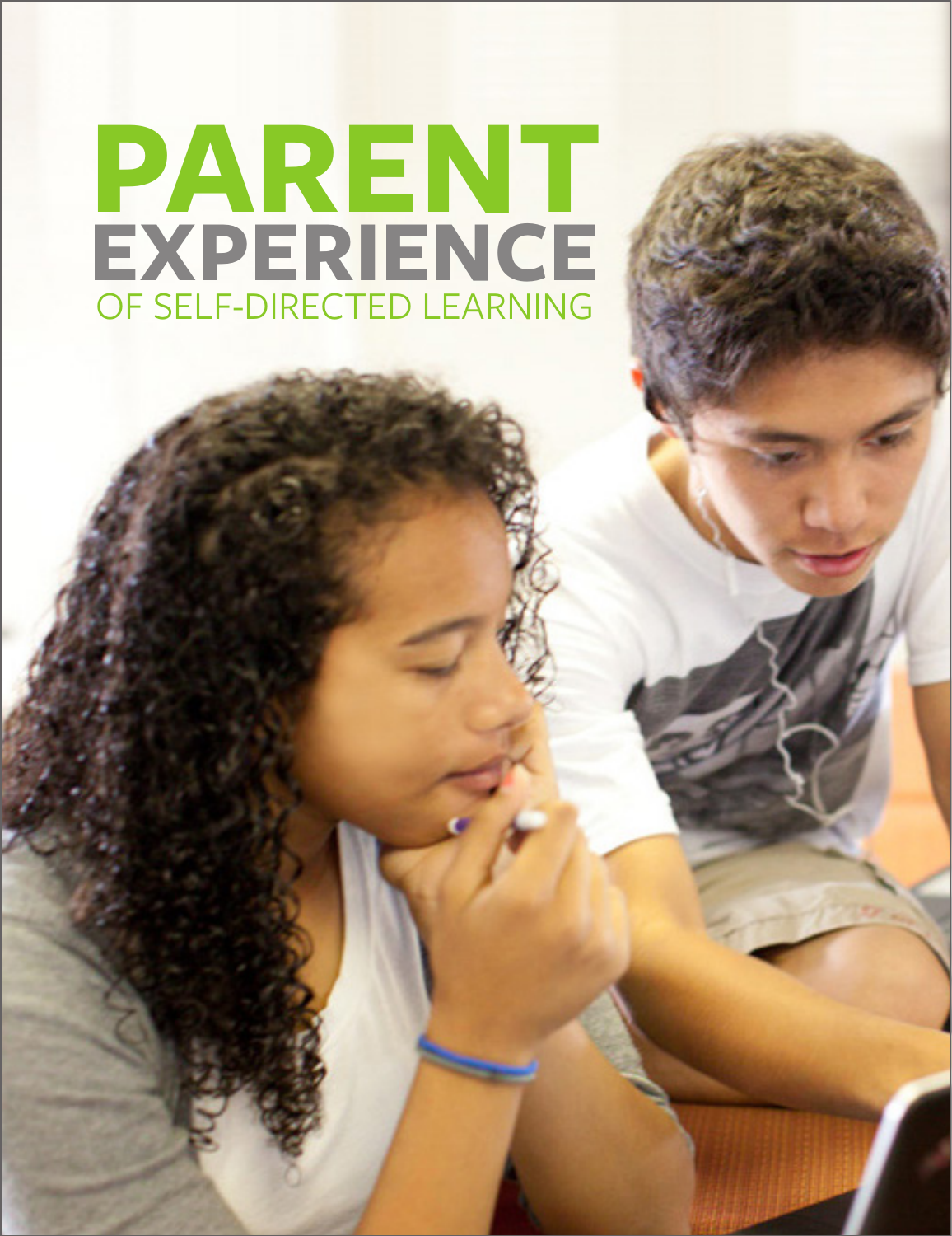# PARENT EXPERIENCE

## OF SELF-DIRECTED LEARNING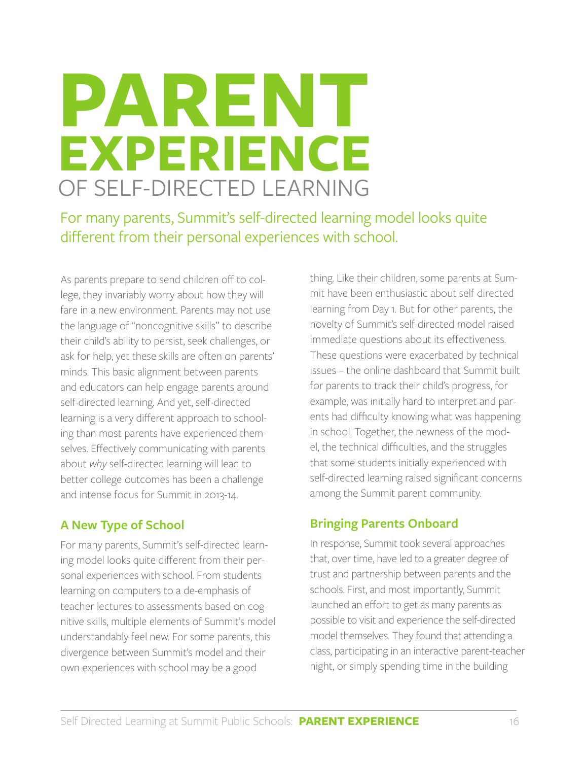# PARENT EXPERIENCE OF SELF-DIRECTED LEARNING

For many parents, Summit's self-directed learning model looks quite different from their personal experiences with school.

As parents prepare to send children off to college, they invariably worry about how they will fare in a new environment. Parents may not use the language of "noncognitive skills" to describe their child's ability to persist, seek challenges, or ask for help, yet these skills are often on parents' minds. This basic alignment between parents and educators can help engage parents around self-directed learning. And yet, self-directed learning is a very different approach to schooling than most parents have experienced themselves. Effectively communicating with parents about *why* self-directed learning will lead to better college outcomes has been a challenge and intense focus for Summit in 2013-14.

## A New Type of School

For many parents, Summit's self-directed learning model looks quite different from their personal experiences with school. From students learning on computers to a de-emphasis of teacher lectures to assessments based on cognitive skills, multiple elements of Summit's model understandably feel new. For some parents, this divergence between Summit's model and their own experiences with school may be a good thing. Like their children, some parents at Summit have been enthusiastic about self-directed learning from Day 1. But for other parents, the novelty of Summit's self-directed model raised immediate questions about its effectiveness. These questions were exacerbated by technical issues – the online dashboard that Summit built for parents to track their child's progress, for example, was initially hard to interpret and parents had difficulty knowing what was happening in school. Together, the newness of the model, the technical difficulties, and the struggles that some students initially experienced with self-directed learning raised significant concerns among the Summit parent community.

## Bringing Parents Onboard

In response, Summit took several approaches that, over time, have led to a greater degree of trust and partnership between parents and the schools. First, and most importantly, Summit launched an effort to get as many parents as possible to visit and experience the self-directed model themselves. They found that attending a class, participating in an interactive parent-teacher night, or simply spending time in the building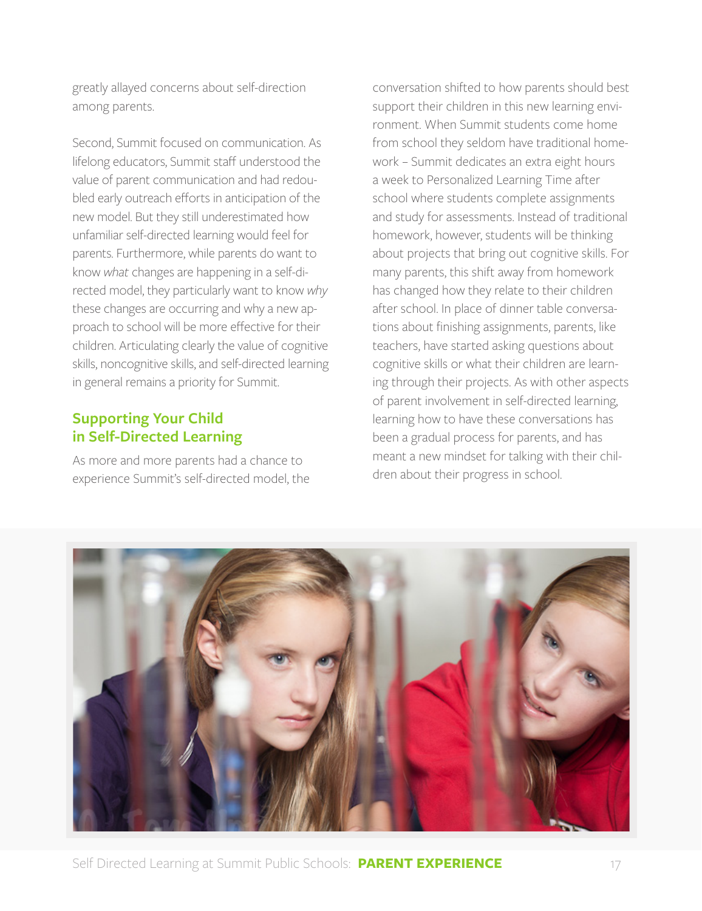greatly allayed concerns about self-direction among parents.

Second, Summit focused on communication. As lifelong educators, Summit staff understood the value of parent communication and had redoubled early outreach efforts in anticipation of the new model. But they still underestimated how unfamiliar self-directed learning would feel for parents. Furthermore, while parents do want to know *what* changes are happening in a self-directed model, they particularly want to know *why* these changes are occurring and why a new approach to school will be more effective for their children. Articulating clearly the value of cognitive skills, noncognitive skills, and self-directed learning in general remains a priority for Summit.

## Supporting Your Child in Self-Directed Learning

As more and more parents had a chance to experience Summit's self-directed model, the conversation shifted to how parents should best support their children in this new learning environment. When Summit students come home from school they seldom have traditional homework – Summit dedicates an extra eight hours a week to Personalized Learning Time after school where students complete assignments and study for assessments. Instead of traditional homework, however, students will be thinking about projects that bring out cognitive skills. For many parents, this shift away from homework has changed how they relate to their children after school. In place of dinner table conversations about finishing assignments, parents, like teachers, have started asking questions about cognitive skills or what their children are learning through their projects. As with other aspects of parent involvement in self-directed learning, learning how to have these conversations has been a gradual process for parents, and has meant a new mindset for talking with their children about their progress in school.